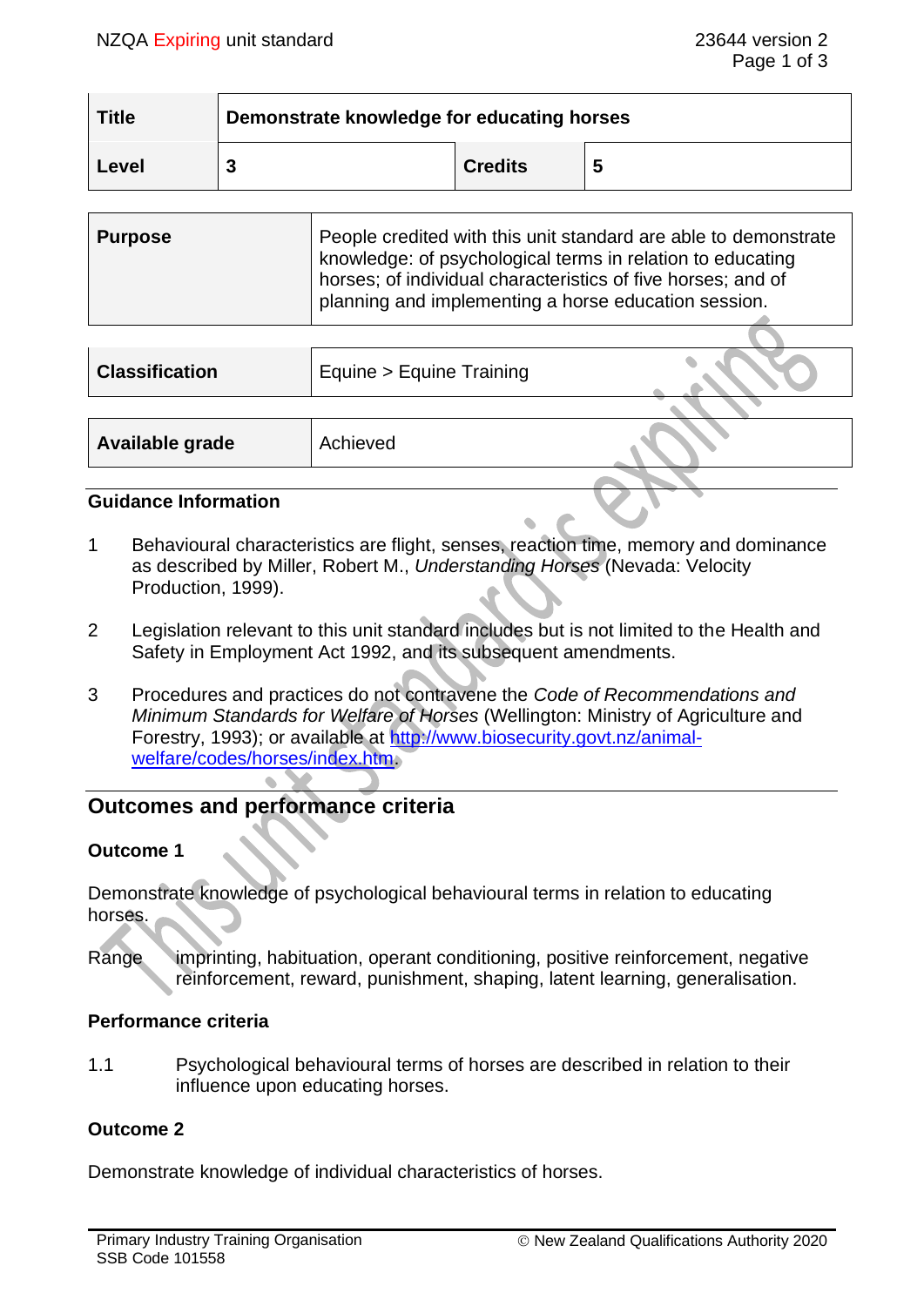| Title | Demonstrate knowledge for educating horses | | |
|---|---|---|---|
| Level | 3 | Credits | 5 |

| Purpose | People credited with this unit standard are able to demonstrate knowledge: of psychological terms in relation to educating horses; of individual characteristics of five horses; and of planning and implementing a horse education session. |
|---|---|

| Classification | Equine > Equine Training |
|---|---|

| Available grade | Achieved |
|---|---|

### Guidance Information

1 Behavioural characteristics are flight, senses, reaction time, memory and dominance as described by Miller, Robert M., *Understanding Horses* (Nevada: Velocity Production, 1999).

2 Legislation relevant to this unit standard includes but is not limited to the Health and Safety in Employment Act 1992, and its subsequent amendments.

3 Procedures and practices do not contravene the *Code of Recommendations and Minimum Standards for Welfare of Horses* (Wellington: Ministry of Agriculture and Forestry, 1993); or available at http://www.biosecurity.govt.nz/animal-welfare/codes/horses/index.htm.

## Outcomes and performance criteria

### Outcome 1

Demonstrate knowledge of psychological behavioural terms in relation to educating horses.

Range imprinting, habituation, operant conditioning, positive reinforcement, negative reinforcement, reward, punishment, shaping, latent learning, generalisation.

### Performance criteria

1.1 Psychological behavioural terms of horses are described in relation to their influence upon educating horses.

### Outcome 2

Demonstrate knowledge of individual characteristics of horses.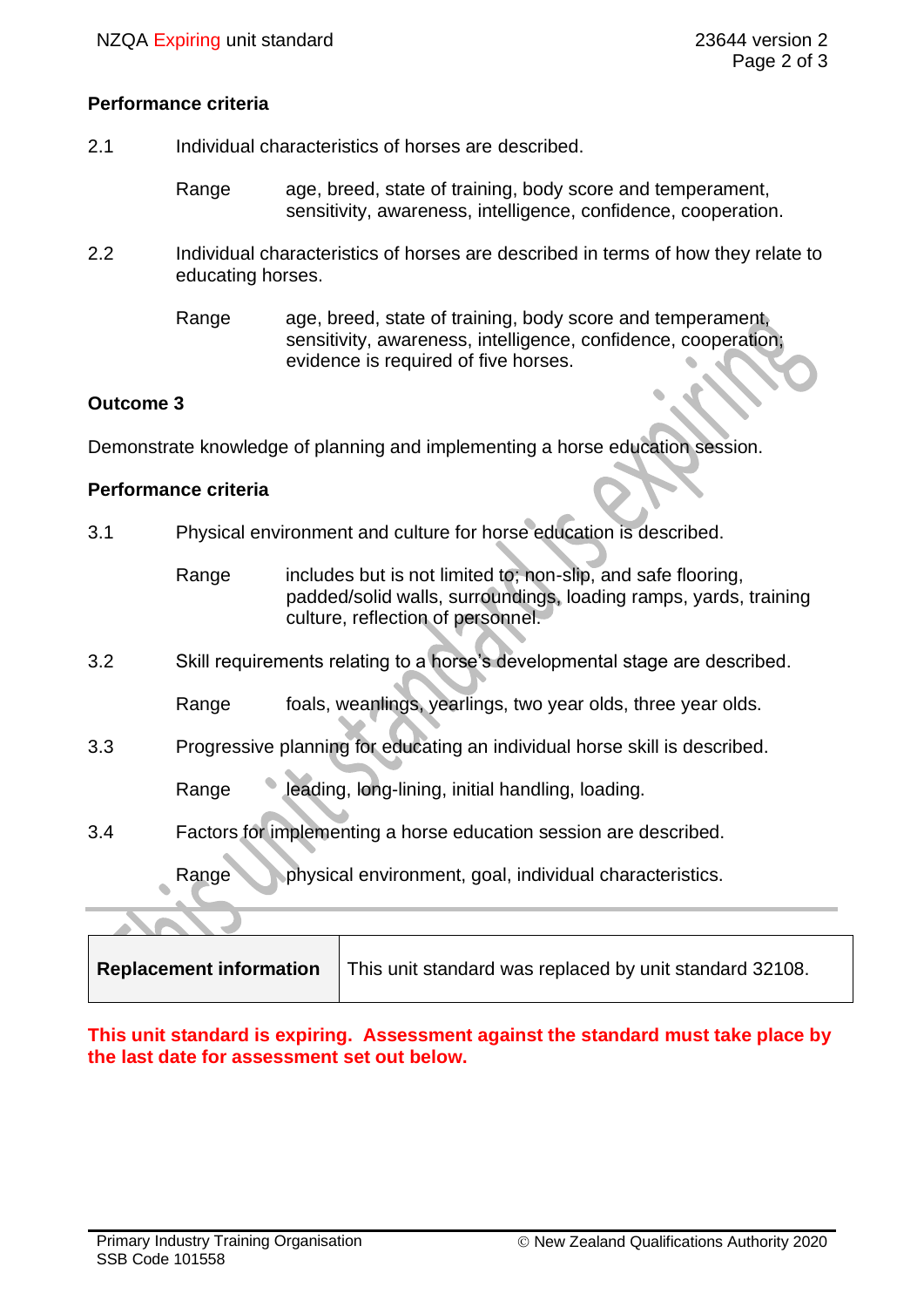**Performance criteria**

2.1 Individual characteristics of horses are described.

Range age, breed, state of training, body score and temperament, sensitivity, awareness, intelligence, confidence, cooperation.

2.2 Individual characteristics of horses are described in terms of how they relate to educating horses.

Range age, breed, state of training, body score and temperament, sensitivity, awareness, intelligence, confidence, cooperation; evidence is required of five horses.

**Outcome 3**

Demonstrate knowledge of planning and implementing a horse education session.

**Performance criteria**

3.1 Physical environment and culture for horse education is described.

Range includes but is not limited to; non-slip, and safe flooring, padded/solid walls, surroundings, loading ramps, yards, training culture, reflection of personnel.

3.2 Skill requirements relating to a horse's developmental stage are described.

Range foals, weanlings, yearlings, two year olds, three year olds.

3.3 Progressive planning for educating an individual horse skill is described.

Range leading, long-lining, initial handling, loading.

3.4 Factors for implementing a horse education session are described.

Range physical environment, goal, individual characteristics.

| **Replacement information** | This unit standard was replaced by unit standard 32108. |
| --- | --- |

**This unit standard is expiring. Assessment against the standard must take place by the last date for assessment set out below.**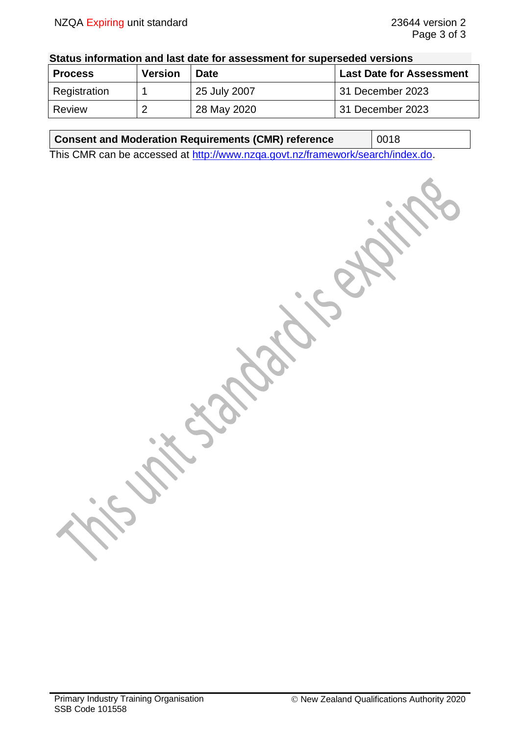**Status information and last date for assessment for superseded versions**

| Process | Version | Date | Last Date for Assessment |
|---|---|---|---|
| Registration | 1 | 25 July 2007 | 31 December 2023 |
| Review | 2 | 28 May 2020 | 31 December 2023 |

| Consent and Moderation Requirements (CMR) reference | 0018 |
|---|---|

This CMR can be accessed at http://www.nzqa.govt.nz/framework/search/index.do.

This unit standard is expiring